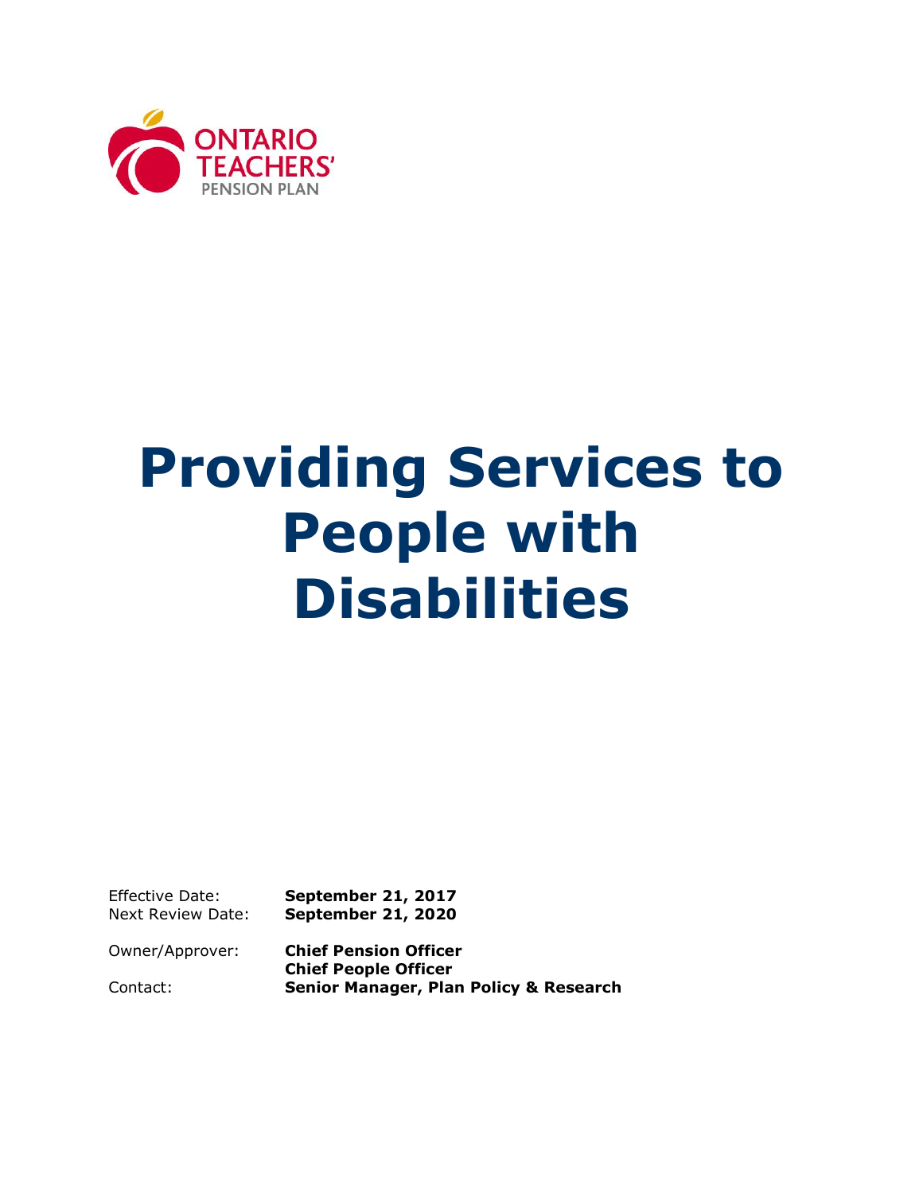ONTARIO TEACHERS' PENSION PLAN

# Providing Services to People with Disabilities

| | |
|---|---|
| Effective Date: | **September 21, 2017** |
| Next Review Date: | **September 21, 2020** |
| Owner/Approver: | **Chief Pension Officer** |
| | **Chief People Officer** |
| Contact: | **Senior Manager, Plan Policy & Research** |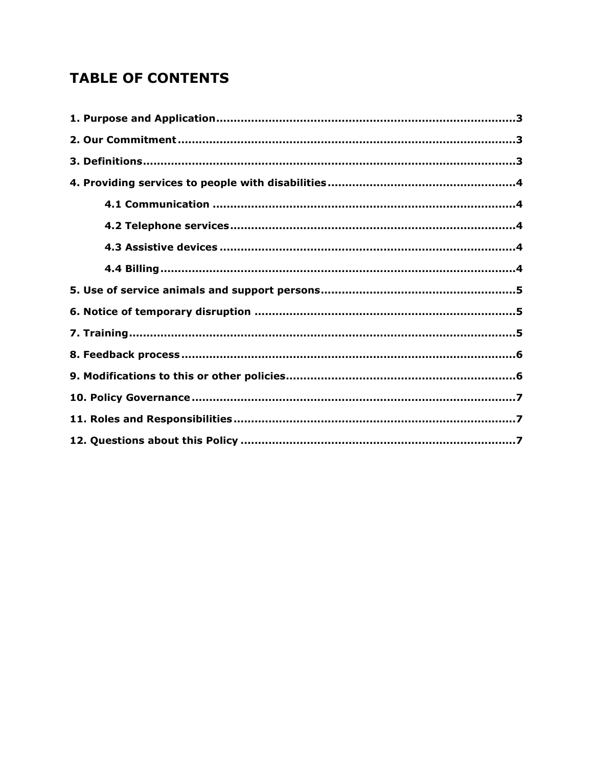# TABLE OF CONTENTS

**1. Purpose and Application** ..... 3

**2. Our Commitment** ..... 3

**3. Definitions** ..... 3

**4. Providing services to people with disabilities** ..... 4

- **4.1 Communication** ..... 4
- **4.2 Telephone services** ..... 4
- **4.3 Assistive devices** ..... 4
- **4.4 Billing** ..... 4

**5. Use of service animals and support persons** ..... 5

**6. Notice of temporary disruption** ..... 5

**7. Training** ..... 5

**8. Feedback process** ..... 6

**9. Modifications to this or other policies** ..... 6

**10. Policy Governance** ..... 7

**11. Roles and Responsibilities** ..... 7

**12. Questions about this Policy** ..... 7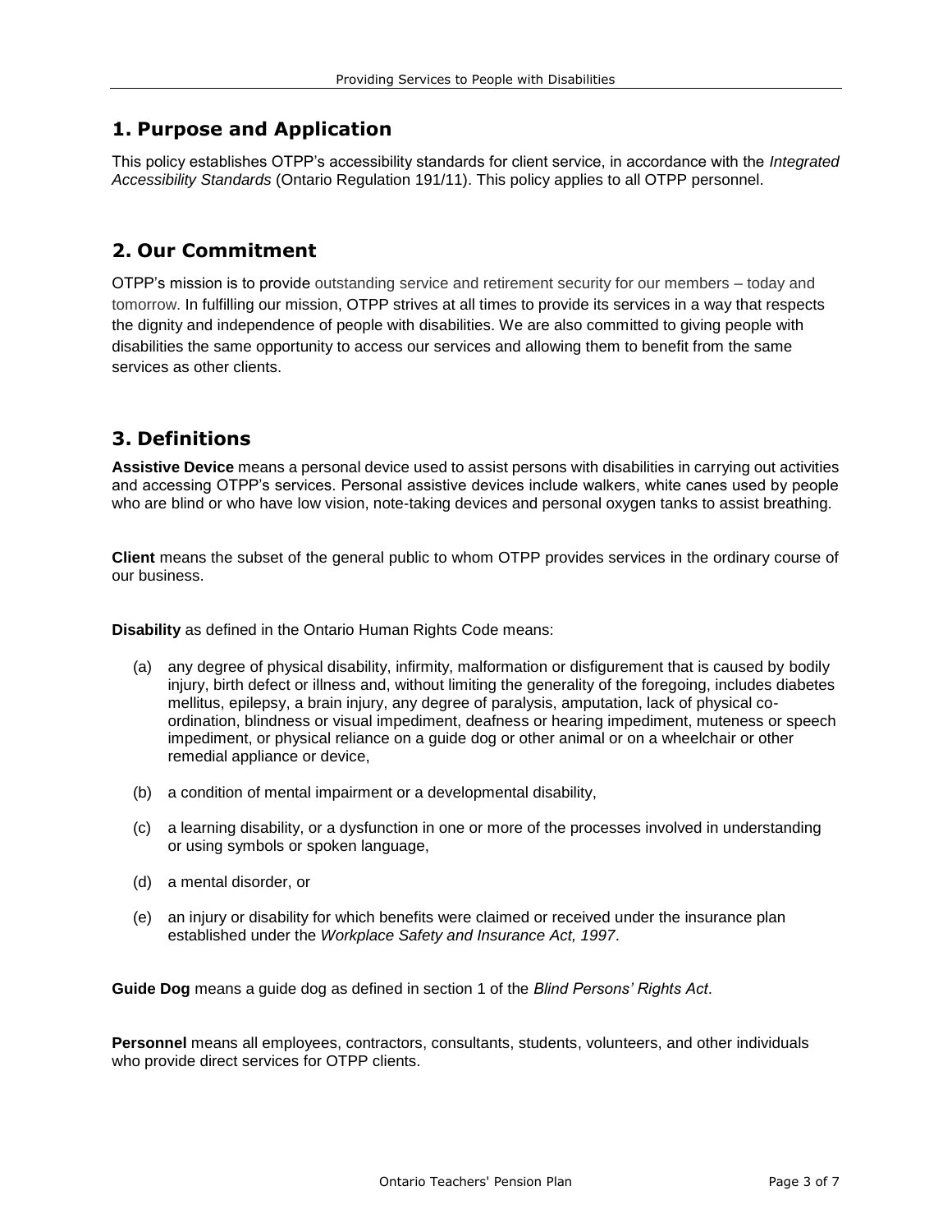## 1. Purpose and Application

This policy establishes OTPP's accessibility standards for client service, in accordance with the *Integrated Accessibility Standards* (Ontario Regulation 191/11). This policy applies to all OTPP personnel.

## 2. Our Commitment

OTPP's mission is to provide outstanding service and retirement security for our members – today and tomorrow. In fulfilling our mission, OTPP strives at all times to provide its services in a way that respects the dignity and independence of people with disabilities. We are also committed to giving people with disabilities the same opportunity to access our services and allowing them to benefit from the same services as other clients.

## 3. Definitions

**Assistive Device** means a personal device used to assist persons with disabilities in carrying out activities and accessing OTPP's services. Personal assistive devices include walkers, white canes used by people who are blind or who have low vision, note-taking devices and personal oxygen tanks to assist breathing.

**Client** means the subset of the general public to whom OTPP provides services in the ordinary course of our business.

**Disability** as defined in the Ontario Human Rights Code means:

(a) any degree of physical disability, infirmity, malformation or disfigurement that is caused by bodily injury, birth defect or illness and, without limiting the generality of the foregoing, includes diabetes mellitus, epilepsy, a brain injury, any degree of paralysis, amputation, lack of physical co-ordination, blindness or visual impediment, deafness or hearing impediment, muteness or speech impediment, or physical reliance on a guide dog or other animal or on a wheelchair or other remedial appliance or device,

(b) a condition of mental impairment or a developmental disability,

(c) a learning disability, or a dysfunction in one or more of the processes involved in understanding or using symbols or spoken language,

(d) a mental disorder, or

(e) an injury or disability for which benefits were claimed or received under the insurance plan established under the *Workplace Safety and Insurance Act, 1997*.

**Guide Dog** means a guide dog as defined in section 1 of the *Blind Persons' Rights Act*.

**Personnel** means all employees, contractors, consultants, students, volunteers, and other individuals who provide direct services for OTPP clients.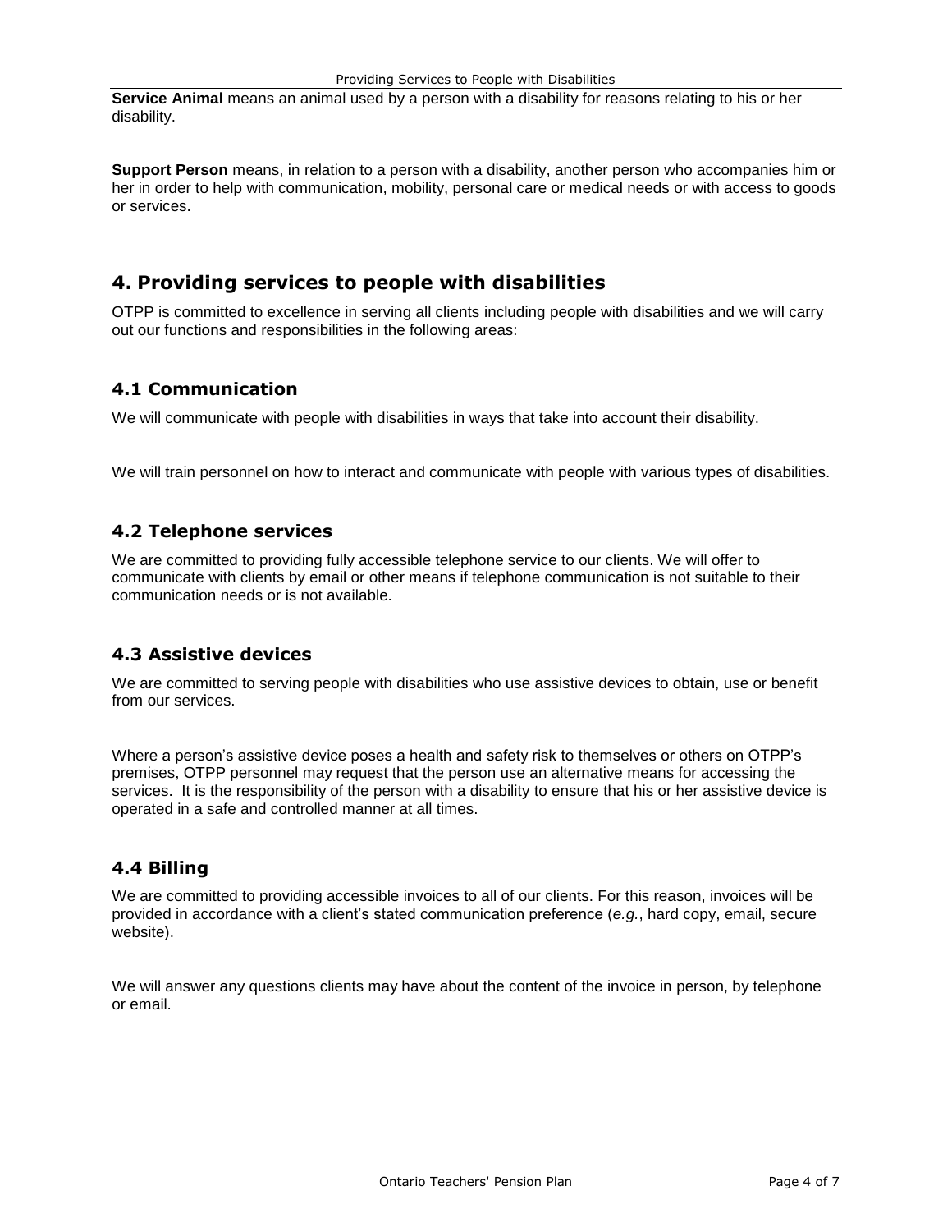**Service Animal** means an animal used by a person with a disability for reasons relating to his or her disability.

**Support Person** means, in relation to a person with a disability, another person who accompanies him or her in order to help with communication, mobility, personal care or medical needs or with access to goods or services.

## 4. Providing services to people with disabilities

OTPP is committed to excellence in serving all clients including people with disabilities and we will carry out our functions and responsibilities in the following areas:

### 4.1 Communication

We will communicate with people with disabilities in ways that take into account their disability.

We will train personnel on how to interact and communicate with people with various types of disabilities.

### 4.2 Telephone services

We are committed to providing fully accessible telephone service to our clients. We will offer to communicate with clients by email or other means if telephone communication is not suitable to their communication needs or is not available.

### 4.3 Assistive devices

We are committed to serving people with disabilities who use assistive devices to obtain, use or benefit from our services.

Where a person's assistive device poses a health and safety risk to themselves or others on OTPP's premises, OTPP personnel may request that the person use an alternative means for accessing the services. It is the responsibility of the person with a disability to ensure that his or her assistive device is operated in a safe and controlled manner at all times.

### 4.4 Billing

We are committed to providing accessible invoices to all of our clients. For this reason, invoices will be provided in accordance with a client's stated communication preference (*e.g.*, hard copy, email, secure website).

We will answer any questions clients may have about the content of the invoice in person, by telephone or email.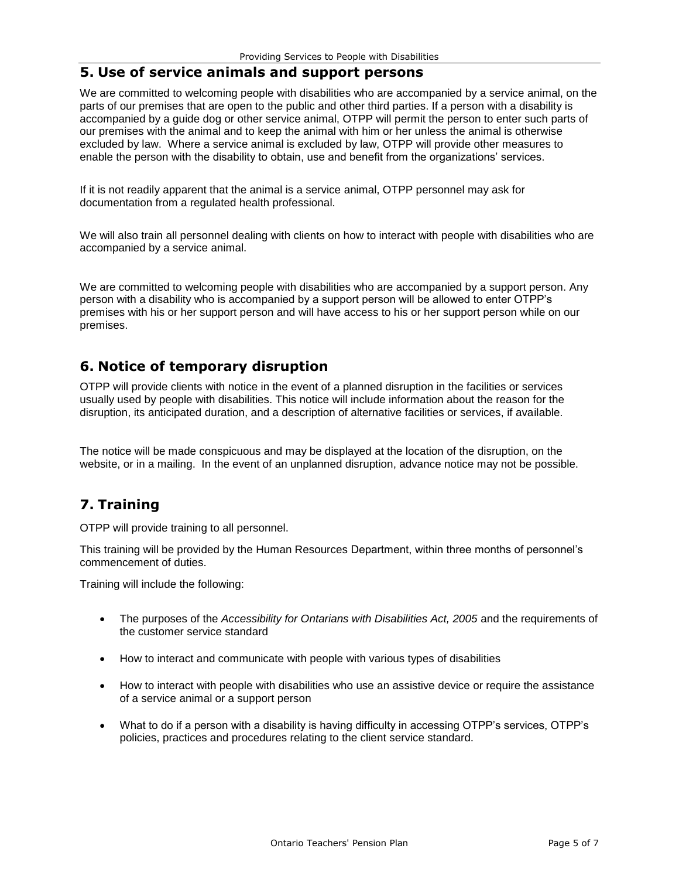## 5. Use of service animals and support persons

We are committed to welcoming people with disabilities who are accompanied by a service animal, on the parts of our premises that are open to the public and other third parties. If a person with a disability is accompanied by a guide dog or other service animal, OTPP will permit the person to enter such parts of our premises with the animal and to keep the animal with him or her unless the animal is otherwise excluded by law. Where a service animal is excluded by law, OTPP will provide other measures to enable the person with the disability to obtain, use and benefit from the organizations' services.

If it is not readily apparent that the animal is a service animal, OTPP personnel may ask for documentation from a regulated health professional.

We will also train all personnel dealing with clients on how to interact with people with disabilities who are accompanied by a service animal.

We are committed to welcoming people with disabilities who are accompanied by a support person. Any person with a disability who is accompanied by a support person will be allowed to enter OTPP's premises with his or her support person and will have access to his or her support person while on our premises.

## 6. Notice of temporary disruption

OTPP will provide clients with notice in the event of a planned disruption in the facilities or services usually used by people with disabilities. This notice will include information about the reason for the disruption, its anticipated duration, and a description of alternative facilities or services, if available.

The notice will be made conspicuous and may be displayed at the location of the disruption, on the website, or in a mailing. In the event of an unplanned disruption, advance notice may not be possible.

## 7. Training

OTPP will provide training to all personnel.

This training will be provided by the Human Resources Department, within three months of personnel's commencement of duties.

Training will include the following:

- The purposes of the *Accessibility for Ontarians with Disabilities Act, 2005* and the requirements of the customer service standard
- How to interact and communicate with people with various types of disabilities
- How to interact with people with disabilities who use an assistive device or require the assistance of a service animal or a support person
- What to do if a person with a disability is having difficulty in accessing OTPP's services, OTPP's policies, practices and procedures relating to the client service standard.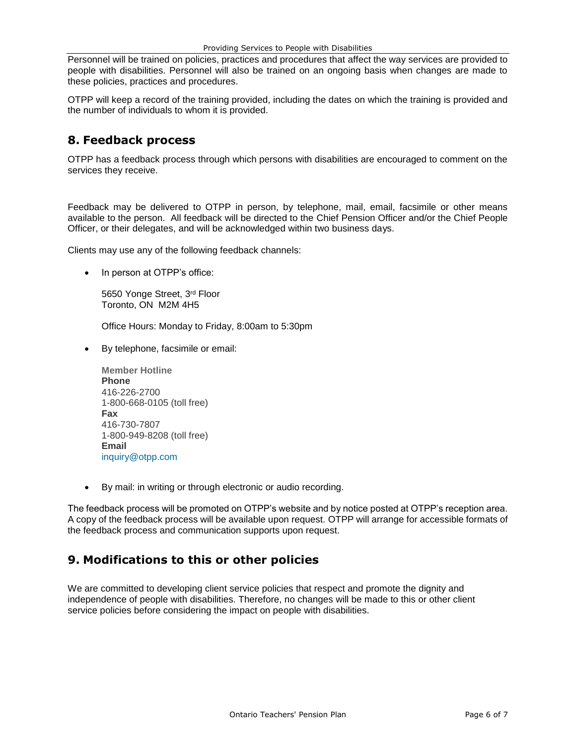Personnel will be trained on policies, practices and procedures that affect the way services are provided to people with disabilities. Personnel will also be trained on an ongoing basis when changes are made to these policies, practices and procedures.

OTPP will keep a record of the training provided, including the dates on which the training is provided and the number of individuals to whom it is provided.

## 8. Feedback process

OTPP has a feedback process through which persons with disabilities are encouraged to comment on the services they receive.

Feedback may be delivered to OTPP in person, by telephone, mail, email, facsimile or other means available to the person. All feedback will be directed to the Chief Pension Officer and/or the Chief People Officer, or their delegates, and will be acknowledged within two business days.

Clients may use any of the following feedback channels:

- In person at OTPP's office:

  5650 Yonge Street, 3rd Floor
  Toronto, ON M2M 4H5

  Office Hours: Monday to Friday, 8:00am to 5:30pm

- By telephone, facsimile or email:

  **Member Hotline**
  **Phone**
  416-226-2700
  1-800-668-0105 (toll free)
  **Fax**
  416-730-7807
  1-800-949-8208 (toll free)
  **Email**
  inquiry@otpp.com

- By mail: in writing or through electronic or audio recording.

The feedback process will be promoted on OTPP's website and by notice posted at OTPP's reception area. A copy of the feedback process will be available upon request. OTPP will arrange for accessible formats of the feedback process and communication supports upon request.

## 9. Modifications to this or other policies

We are committed to developing client service policies that respect and promote the dignity and independence of people with disabilities. Therefore, no changes will be made to this or other client service policies before considering the impact on people with disabilities.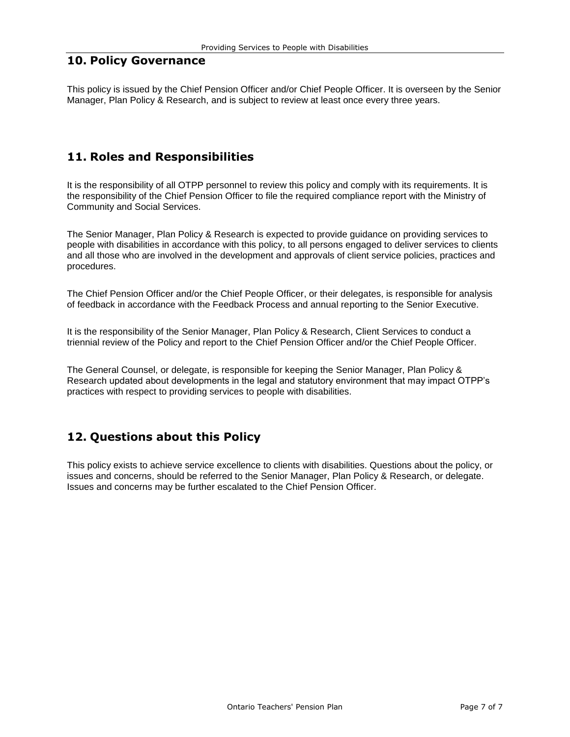## 10. Policy Governance

This policy is issued by the Chief Pension Officer and/or Chief People Officer. It is overseen by the Senior Manager, Plan Policy & Research, and is subject to review at least once every three years.

## 11. Roles and Responsibilities

It is the responsibility of all OTPP personnel to review this policy and comply with its requirements. It is the responsibility of the Chief Pension Officer to file the required compliance report with the Ministry of Community and Social Services.

The Senior Manager, Plan Policy & Research is expected to provide guidance on providing services to people with disabilities in accordance with this policy, to all persons engaged to deliver services to clients and all those who are involved in the development and approvals of client service policies, practices and procedures.

The Chief Pension Officer and/or the Chief People Officer, or their delegates, is responsible for analysis of feedback in accordance with the Feedback Process and annual reporting to the Senior Executive.

It is the responsibility of the Senior Manager, Plan Policy & Research, Client Services to conduct a triennial review of the Policy and report to the Chief Pension Officer and/or the Chief People Officer.

The General Counsel, or delegate, is responsible for keeping the Senior Manager, Plan Policy & Research updated about developments in the legal and statutory environment that may impact OTPP's practices with respect to providing services to people with disabilities.

## 12. Questions about this Policy

This policy exists to achieve service excellence to clients with disabilities. Questions about the policy, or issues and concerns, should be referred to the Senior Manager, Plan Policy & Research, or delegate. Issues and concerns may be further escalated to the Chief Pension Officer.